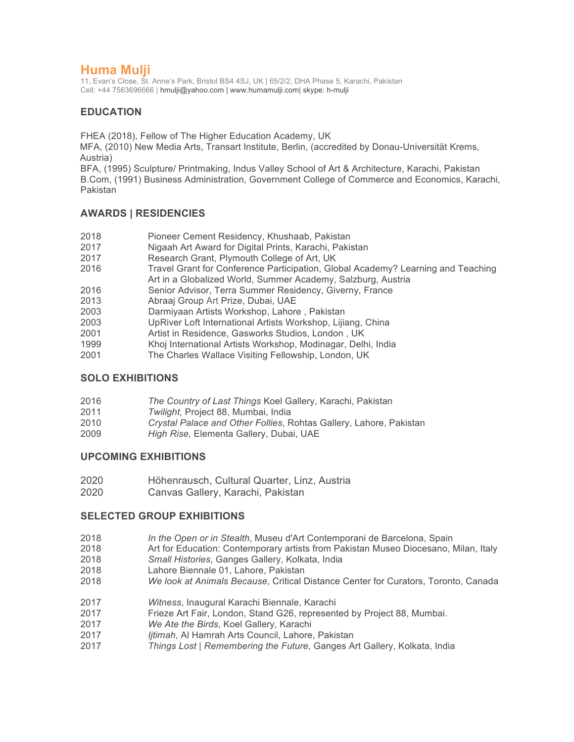# Huma Mulji

11, Evan's Close, St. Anne's Park, Bristol BS4 4SJ, UK | 65/2/2, DHA Phase 5, Karachi, Pakistan
Cell: +44 7563696666 | hmulji@yahoo.com | www.humamulji.com| skype: h-mulji

## EDUCATION

FHEA (2018), Fellow of The Higher Education Academy, UK
MFA, (2010) New Media Arts, Transart Institute, Berlin, (accredited by Donau-Universität Krems, Austria)
BFA, (1995) Sculpture/ Printmaking, Indus Valley School of Art & Architecture, Karachi, Pakistan
B.Com, (1991) Business Administration, Government College of Commerce and Economics, Karachi, Pakistan

## AWARDS | RESIDENCIES

2018 Pioneer Cement Residency, Khushaab, Pakistan
2017 Nigaah Art Award for Digital Prints, Karachi, Pakistan
2017 Research Grant, Plymouth College of Art, UK
2016 Travel Grant for Conference Participation, Global Academy? Learning and Teaching Art in a Globalized World, Summer Academy, Salzburg, Austria
2016 Senior Advisor, Terra Summer Residency, Giverny, France
2013 Abraaj Group Art Prize, Dubai, UAE
2003 Darmiyaan Artists Workshop, Lahore , Pakistan
2003 UpRiver Loft International Artists Workshop, Lijiang, China
2001 Artist in Residence, Gasworks Studios, London , UK
1999 Khoj International Artists Workshop, Modinagar, Delhi, India
2001 The Charles Wallace Visiting Fellowship, London, UK

## SOLO EXHIBITIONS

2016 *The Country of Last Things* Koel Gallery, Karachi, Pakistan
2011 *Twilight,* Project 88, Mumbai, India
2010 *Crystal Palace and Other Follies*, Rohtas Gallery, Lahore, Pakistan
2009 *High Rise,* Elementa Gallery, Dubai, UAE

## UPCOMING EXHIBITIONS

2020 Höhenrausch, Cultural Quarter, Linz, Austria
2020 Canvas Gallery, Karachi, Pakistan

## SELECTED GROUP EXHIBITIONS

2018 *In the Open or in Stealth*, Museu d'Art Contemporani de Barcelona, Spain
2018 Art for Education: Contemporary artists from Pakistan Museo Diocesano, Milan, Italy
2018 *Small Histories*, Ganges Gallery, Kolkata, India
2018 Lahore Biennale 01, Lahore, Pakistan
2018 *We look at Animals Because*, Critical Distance Center for Curators, Toronto, Canada

2017 *Witness*, Inaugural Karachi Biennale, Karachi
2017 Frieze Art Fair, London, Stand G26, represented by Project 88, Mumbai.
2017 *We Ate the Birds*, Koel Gallery, Karachi
2017 *Ijtimah*, Al Hamrah Arts Council, Lahore, Pakistan
2017 *Things Lost | Remembering the Future,* Ganges Art Gallery, Kolkata, India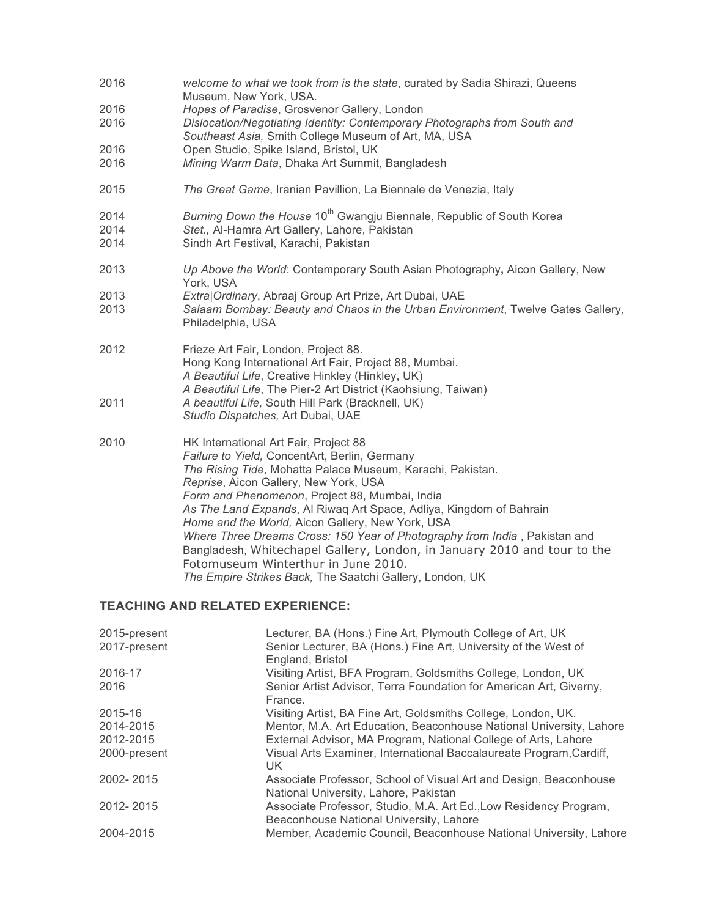| | |
|---|---|
| 2016 | *welcome to what we took from is the state*, curated by Sadia Shirazi, Queens Museum, New York, USA. |
| 2016 | *Hopes of Paradise*, Grosvenor Gallery, London |
| 2016 | *Dislocation/Negotiating Identity: Contemporary Photographs from South and Southeast Asia,* Smith College Museum of Art, MA, USA |
| 2016 | Open Studio, Spike Island, Bristol, UK |
| 2016 | *Mining Warm Data*, Dhaka Art Summit, Bangladesh |
| 2015 | *The Great Game*, Iranian Pavillion, La Biennale de Venezia, Italy |
| 2014 | *Burning Down the House* 10th Gwangju Biennale, Republic of South Korea |
| 2014 | *Stet.,* Al-Hamra Art Gallery, Lahore, Pakistan |
| 2014 | Sindh Art Festival, Karachi, Pakistan |
| 2013 | *Up Above the World*: Contemporary South Asian Photography**,** Aicon Gallery, New York, USA |
| 2013 | *Extra\|Ordinary*, Abraaj Group Art Prize, Art Dubai, UAE |
| 2013 | *Salaam Bombay: Beauty and Chaos in the Urban Environment*, Twelve Gates Gallery, Philadelphia, USA |
| 2012 | Frieze Art Fair, London, Project 88.<br>Hong Kong International Art Fair, Project 88, Mumbai.<br>*A Beautiful Life*, Creative Hinkley (Hinkley, UK)<br>*A Beautiful Life*, The Pier-2 Art District (Kaohsiung, Taiwan) |
| 2011 | *A beautiful Life,* South Hill Park (Bracknell, UK)<br>*Studio Dispatches,* Art Dubai, UAE |
| 2010 | HK International Art Fair, Project 88<br>*Failure to Yield,* ConcentArt, Berlin, Germany<br>*The Rising Tide*, Mohatta Palace Museum, Karachi, Pakistan.<br>*Reprise*, Aicon Gallery, New York, USA<br>*Form and Phenomenon*, Project 88, Mumbai, India<br>*As The Land Expands*, Al Riwaq Art Space, Adliya, Kingdom of Bahrain<br>*Home and the World,* Aicon Gallery, New York, USA<br>*Where Three Dreams Cross: 150 Year of Photography from India* , Pakistan and Bangladesh, Whitechapel Gallery, London, in January 2010 and tour to the Fotomuseum Winterthur in June 2010.<br>*The Empire Strikes Back,* The Saatchi Gallery, London, UK |

## TEACHING AND RELATED EXPERIENCE:

| | |
|---|---|
| 2015-present | Lecturer, BA (Hons.) Fine Art, Plymouth College of Art, UK |
| 2017-present | Senior Lecturer, BA (Hons.) Fine Art, University of the West of England, Bristol |
| 2016-17 | Visiting Artist, BFA Program, Goldsmiths College, London, UK |
| 2016 | Senior Artist Advisor, Terra Foundation for American Art, Giverny, France. |
| 2015-16 | Visiting Artist, BA Fine Art, Goldsmiths College, London, UK. |
| 2014-2015 | Mentor, M.A. Art Education, Beaconhouse National University, Lahore |
| 2012-2015 | External Advisor, MA Program, National College of Arts, Lahore |
| 2000-present | Visual Arts Examiner, International Baccalaureate Program,Cardiff, UK |
| 2002- 2015 | Associate Professor, School of Visual Art and Design, Beaconhouse National University, Lahore, Pakistan |
| 2012- 2015 | Associate Professor, Studio, M.A. Art Ed.,Low Residency Program, Beaconhouse National University, Lahore |
| 2004-2015 | Member, Academic Council, Beaconhouse National University, Lahore |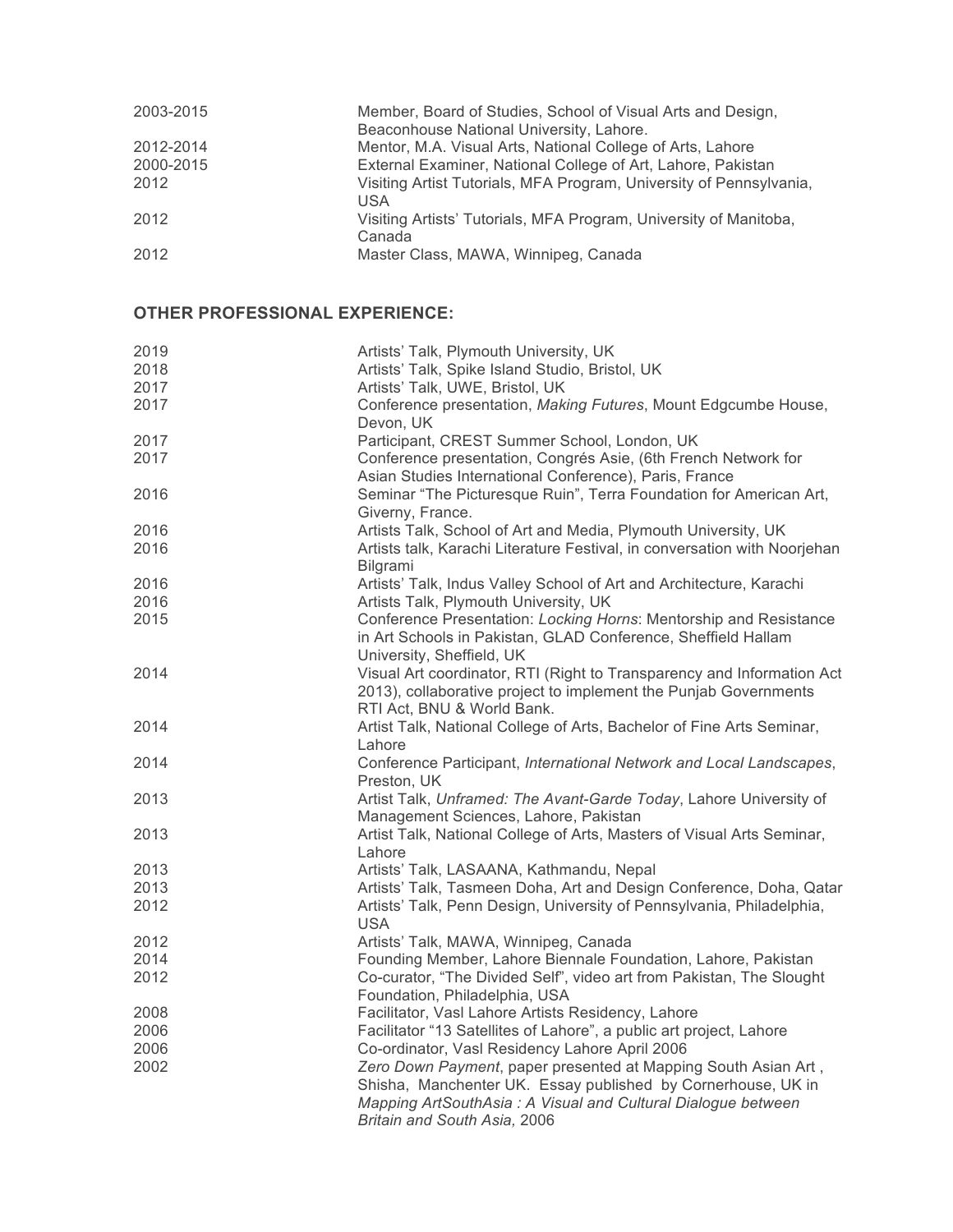| | |
|---|---|
| 2003-2015 | Member, Board of Studies, School of Visual Arts and Design, Beaconhouse National University, Lahore. |
| 2012-2014 | Mentor, M.A. Visual Arts, National College of Arts, Lahore |
| 2000-2015 | External Examiner, National College of Art, Lahore, Pakistan |
| 2012 | Visiting Artist Tutorials, MFA Program, University of Pennsylvania, USA |
| 2012 | Visiting Artists' Tutorials, MFA Program, University of Manitoba, Canada |
| 2012 | Master Class, MAWA, Winnipeg, Canada |

## OTHER PROFESSIONAL EXPERIENCE:

| | |
|---|---|
| 2019 | Artists' Talk, Plymouth University, UK |
| 2018 | Artists' Talk, Spike Island Studio, Bristol, UK |
| 2017 | Artists' Talk, UWE, Bristol, UK |
| 2017 | Conference presentation, *Making Futures*, Mount Edgcumbe House, Devon, UK |
| 2017 | Participant, CREST Summer School, London, UK |
| 2017 | Conference presentation, Congrés Asie, (6th French Network for Asian Studies International Conference), Paris, France |
| 2016 | Seminar "The Picturesque Ruin", Terra Foundation for American Art, Giverny, France. |
| 2016 | Artists Talk, School of Art and Media, Plymouth University, UK |
| 2016 | Artists talk, Karachi Literature Festival, in conversation with Noorjehan Bilgrami |
| 2016 | Artists' Talk, Indus Valley School of Art and Architecture, Karachi |
| 2016 | Artists Talk, Plymouth University, UK |
| 2015 | Conference Presentation: *Locking Horns*: Mentorship and Resistance in Art Schools in Pakistan, GLAD Conference, Sheffield Hallam University, Sheffield, UK |
| 2014 | Visual Art coordinator, RTI (Right to Transparency and Information Act 2013), collaborative project to implement the Punjab Governments RTI Act, BNU & World Bank. |
| 2014 | Artist Talk, National College of Arts, Bachelor of Fine Arts Seminar, Lahore |
| 2014 | Conference Participant, *International Network and Local Landscapes*, Preston, UK |
| 2013 | Artist Talk, *Unframed: The Avant-Garde Today*, Lahore University of Management Sciences, Lahore, Pakistan |
| 2013 | Artist Talk, National College of Arts, Masters of Visual Arts Seminar, Lahore |
| 2013 | Artists' Talk, LASAANA, Kathmandu, Nepal |
| 2013 | Artists' Talk, Tasmeen Doha, Art and Design Conference, Doha, Qatar |
| 2012 | Artists' Talk, Penn Design, University of Pennsylvania, Philadelphia, USA |
| 2012 | Artists' Talk, MAWA, Winnipeg, Canada |
| 2014 | Founding Member, Lahore Biennale Foundation, Lahore, Pakistan |
| 2012 | Co-curator, "The Divided Self", video art from Pakistan, The Slought Foundation, Philadelphia, USA |
| 2008 | Facilitator, Vasl Lahore Artists Residency, Lahore |
| 2006 | Facilitator "13 Satellites of Lahore", a public art project, Lahore |
| 2006 | Co-ordinator, Vasl Residency Lahore April 2006 |
| 2002 | *Zero Down Payment*, paper presented at Mapping South Asian Art , Shisha, Manchenter UK. Essay published by Cornerhouse, UK in *Mapping ArtSouthAsia : A Visual and Cultural Dialogue between Britain and South Asia,* 2006 |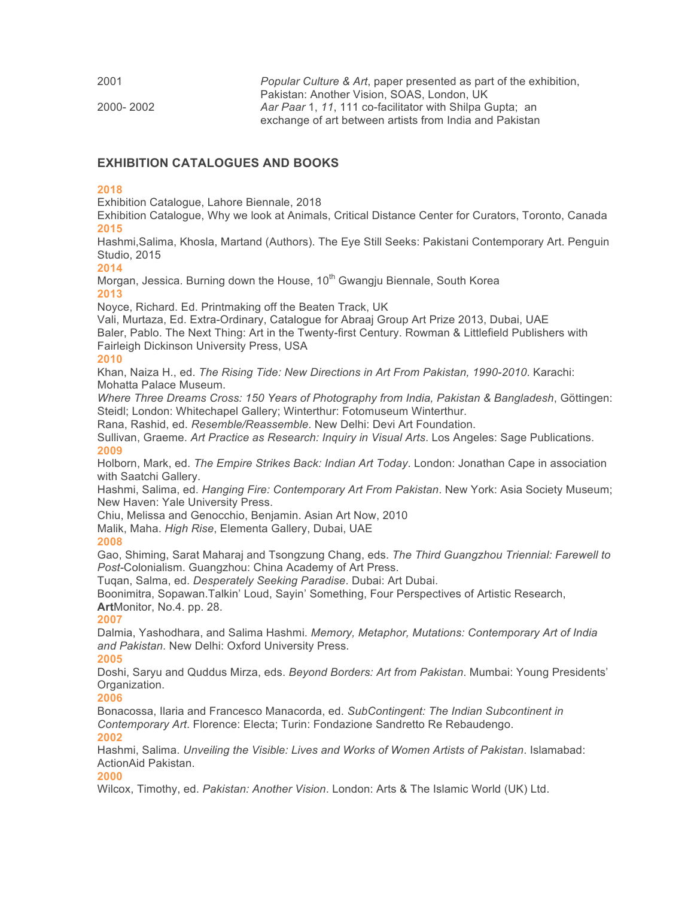| | |
|---|---|
| 2001 | *Popular Culture & Art*, paper presented as part of the exhibition, Pakistan: Another Vision, SOAS, London, UK |
| 2000- 2002 | *Aar Paar* 1, *11*, 111 co-facilitator with Shilpa Gupta; an exchange of art between artists from India and Pakistan |

## EXHIBITION CATALOGUES AND BOOKS

**2018**

Exhibition Catalogue, Lahore Biennale, 2018

Exhibition Catalogue, Why we look at Animals, Critical Distance Center for Curators, Toronto, Canada

**2015**

Hashmi,Salima, Khosla, Martand (Authors). The Eye Still Seeks: Pakistani Contemporary Art. Penguin Studio, 2015

**2014**

Morgan, Jessica. Burning down the House, 10th Gwangju Biennale, South Korea

**2013**

Noyce, Richard. Ed. Printmaking off the Beaten Track, UK

Vali, Murtaza, Ed. Extra-Ordinary, Catalogue for Abraaj Group Art Prize 2013, Dubai, UAE

Baler, Pablo. The Next Thing: Art in the Twenty-first Century. Rowman & Littlefield Publishers with Fairleigh Dickinson University Press, USA

**2010**

Khan, Naiza H., ed. *The Rising Tide: New Directions in Art From Pakistan, 1990-2010*. Karachi: Mohatta Palace Museum.

*Where Three Dreams Cross: 150 Years of Photography from India, Pakistan & Bangladesh*, Göttingen: Steidl; London: Whitechapel Gallery; Winterthur: Fotomuseum Winterthur.

Rana, Rashid, ed. *Resemble/Reassemble*. New Delhi: Devi Art Foundation.

Sullivan, Graeme. *Art Practice as Research: Inquiry in Visual Arts*. Los Angeles: Sage Publications.

**2009**

Holborn, Mark, ed. *The Empire Strikes Back: Indian Art Today*. London: Jonathan Cape in association with Saatchi Gallery.

Hashmi, Salima, ed. *Hanging Fire: Contemporary Art From Pakistan*. New York: Asia Society Museum; New Haven: Yale University Press.

Chiu, Melissa and Genocchio, Benjamin. Asian Art Now, 2010

Malik, Maha. *High Rise*, Elementa Gallery, Dubai, UAE

**2008**

Gao, Shiming, Sarat Maharaj and Tsongzung Chang, eds. *The Third Guangzhou Triennial: Farewell to Post*-Colonialism. Guangzhou: China Academy of Art Press.

Tuqan, Salma, ed. *Desperately Seeking Paradise*. Dubai: Art Dubai.

Boonimitra, Sopawan.Talkin' Loud, Sayin' Something, Four Perspectives of Artistic Research, **Art**Monitor, No.4. pp. 28.

**2007**

Dalmia, Yashodhara, and Salima Hashmi. *Memory, Metaphor, Mutations: Contemporary Art of India and Pakistan*. New Delhi: Oxford University Press.

**2005**

Doshi, Saryu and Quddus Mirza, eds. *Beyond Borders: Art from Pakistan*. Mumbai: Young Presidents' Organization.

**2006**

Bonacossa, Ilaria and Francesco Manacorda, ed. *SubContingent: The Indian Subcontinent in Contemporary Art*. Florence: Electa; Turin: Fondazione Sandretto Re Rebaudengo.

**2002**

Hashmi, Salima. *Unveiling the Visible: Lives and Works of Women Artists of Pakistan*. Islamabad: ActionAid Pakistan.

**2000**

Wilcox, Timothy, ed. *Pakistan: Another Vision*. London: Arts & The Islamic World (UK) Ltd.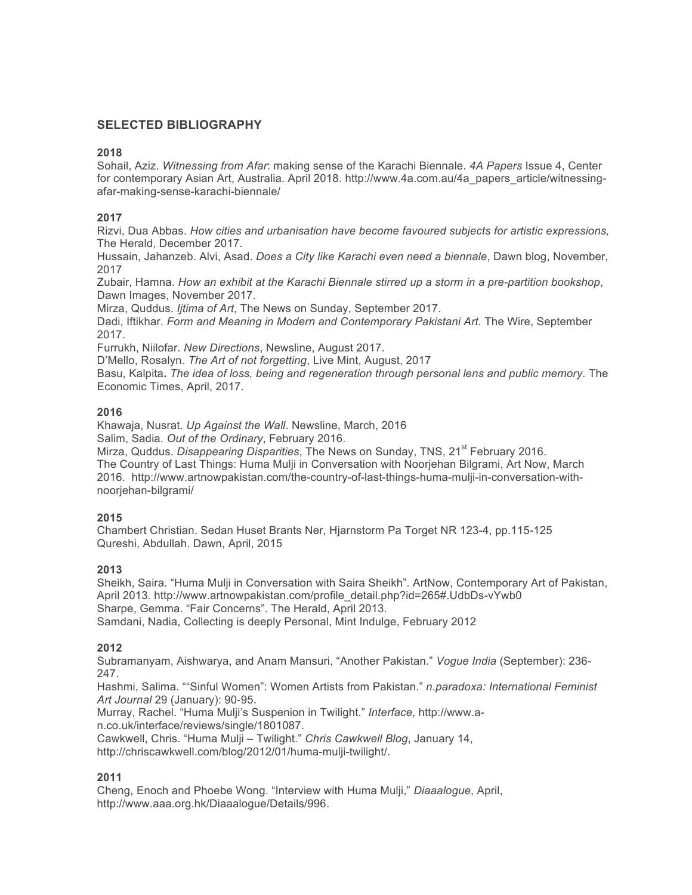## SELECTED BIBLIOGRAPHY

**2018**

Sohail, Aziz. *Witnessing from Afar*: making sense of the Karachi Biennale. *4A Papers* Issue 4, Center for contemporary Asian Art, Australia. April 2018. http://www.4a.com.au/4a_papers_article/witnessing-afar-making-sense-karachi-biennale/

**2017**

Rizvi, Dua Abbas. *How cities and urbanisation have become favoured subjects for artistic expressions,* The Herald, December 2017.
Hussain, Jahanzeb. Alvi, Asad. *Does a City like Karachi even need a biennale*, Dawn blog, November, 2017
Zubair, Hamna. *How an exhibit at the Karachi Biennale stirred up a storm in a pre-partition bookshop*, Dawn Images, November 2017.
Mirza, Quddus. *Ijtima of Art*, The News on Sunday, September 2017.
Dadi, Iftikhar. *Form and Meaning in Modern and Contemporary Pakistani Art.* The Wire, September 2017.
Furrukh, Niilofar. *New Directions*, Newsline, August 2017.
D'Mello, Rosalyn. *The Art of not forgetting*, Live Mint, August, 2017
Basu, Kalpita**.** *The idea of loss, being and regeneration through personal lens and public memory.* The Economic Times, April, 2017.

**2016**

Khawaja, Nusrat. *Up Against the Wall*. Newsline, March, 2016
Salim, Sadia. *Out of the Ordinary*, February 2016.
Mirza, Quddus. *Disappearing Disparities*, The News on Sunday, TNS, 21st February 2016.
The Country of Last Things: Huma Mulji in Conversation with Noorjehan Bilgrami, Art Now, March 2016. http://www.artnowpakistan.com/the-country-of-last-things-huma-mulji-in-conversation-with-noorjehan-bilgrami/

**2015**

Chambert Christian. Sedan Huset Brants Ner, Hjarnstorm Pa Torget NR 123-4, pp.115-125
Qureshi, Abdullah. Dawn, April, 2015

**2013**

Sheikh, Saira. "Huma Mulji in Conversation with Saira Sheikh". ArtNow, Contemporary Art of Pakistan, April 2013. http://www.artnowpakistan.com/profile_detail.php?id=265#.UdbDs-vYwb0
Sharpe, Gemma. "Fair Concerns". The Herald, April 2013.
Samdani, Nadia, Collecting is deeply Personal, Mint Indulge, February 2012

**2012**

Subramanyam, Aishwarya, and Anam Mansuri, "Another Pakistan." *Vogue India* (September): 236-247.
Hashmi, Salima. ""Sinful Women": Women Artists from Pakistan." *n.paradoxa: International Feminist Art Journal* 29 (January): 90-95.
Murray, Rachel. "Huma Mulji's Suspenion in Twilight." *Interface*, http://www.a-n.co.uk/interface/reviews/single/1801087.
Cawkwell, Chris. "Huma Mulji – Twilight." *Chris Cawkwell Blog*, January 14, http://chriscawkwell.com/blog/2012/01/huma-mulji-twilight/.

**2011**

Cheng, Enoch and Phoebe Wong. "Interview with Huma Mulji," *Diaaalogue*, April, http://www.aaa.org.hk/Diaaalogue/Details/996.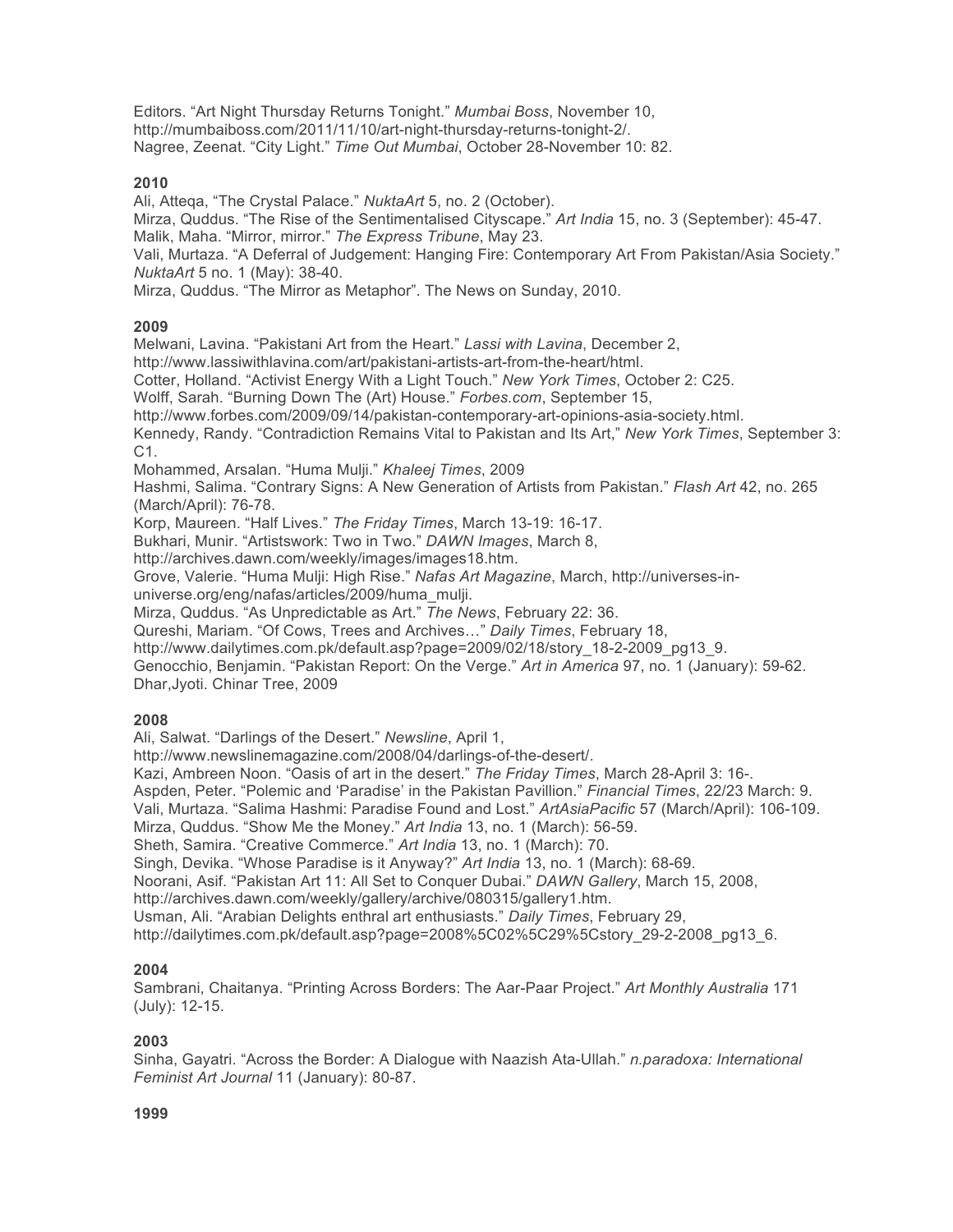Editors. “Art Night Thursday Returns Tonight.” *Mumbai Boss*, November 10, http://mumbaiboss.com/2011/11/10/art-night-thursday-returns-tonight-2/.
Nagree, Zeenat. “City Light.” *Time Out Mumbai*, October 28-November 10: 82.

**2010**

Ali, Atteqa, “The Crystal Palace.” *NuktaArt* 5, no. 2 (October).
Mirza, Quddus. “The Rise of the Sentimentalised Cityscape.” *Art India* 15, no. 3 (September): 45-47.
Malik, Maha. “Mirror, mirror.” *The Express Tribune*, May 23.
Vali, Murtaza. “A Deferral of Judgement: Hanging Fire: Contemporary Art From Pakistan/Asia Society.” *NuktaArt* 5 no. 1 (May): 38-40.
Mirza, Quddus. “The Mirror as Metaphor”. The News on Sunday, 2010.

**2009**

Melwani, Lavina. “Pakistani Art from the Heart.” *Lassi with Lavina*, December 2, http://www.lassiwithlavina.com/art/pakistani-artists-art-from-the-heart/html.
Cotter, Holland. “Activist Energy With a Light Touch.” *New York Times*, October 2: C25.
Wolff, Sarah. “Burning Down The (Art) House.” *Forbes.com*, September 15, http://www.forbes.com/2009/09/14/pakistan-contemporary-art-opinions-asia-society.html.
Kennedy, Randy. “Contradiction Remains Vital to Pakistan and Its Art,” *New York Times*, September 3: C1.
Mohammed, Arsalan. “Huma Mulji.” *Khaleej Times*, 2009
Hashmi, Salima. “Contrary Signs: A New Generation of Artists from Pakistan.” *Flash Art* 42, no. 265 (March/April): 76-78.
Korp, Maureen. “Half Lives.” *The Friday Times*, March 13-19: 16-17.
Bukhari, Munir. “Artistswork: Two in Two.” *DAWN Images*, March 8, http://archives.dawn.com/weekly/images/images18.htm.
Grove, Valerie. “Huma Mulji: High Rise.” *Nafas Art Magazine*, March, http://universes-in-universe.org/eng/nafas/articles/2009/huma_mulji.
Mirza, Quddus. “As Unpredictable as Art.” *The News*, February 22: 36.
Qureshi, Mariam. “Of Cows, Trees and Archives…” *Daily Times*, February 18, http://www.dailytimes.com.pk/default.asp?page=2009/02/18/story_18-2-2009_pg13_9.
Genocchio, Benjamin. “Pakistan Report: On the Verge.” *Art in America* 97, no. 1 (January): 59-62.
Dhar,Jyoti. Chinar Tree, 2009

**2008**

Ali, Salwat. “Darlings of the Desert.” *Newsline*, April 1, http://www.newslinemagazine.com/2008/04/darlings-of-the-desert/.
Kazi, Ambreen Noon. “Oasis of art in the desert.” *The Friday Times*, March 28-April 3: 16-.
Aspden, Peter. “Polemic and ‘Paradise’ in the Pakistan Pavillion.” *Financial Times*, 22/23 March: 9.
Vali, Murtaza. “Salima Hashmi: Paradise Found and Lost.” *ArtAsiaPacific* 57 (March/April): 106-109.
Mirza, Quddus. “Show Me the Money.” *Art India* 13, no. 1 (March): 56-59.
Sheth, Samira. “Creative Commerce.” *Art India* 13, no. 1 (March): 70.
Singh, Devika. “Whose Paradise is it Anyway?” *Art India* 13, no. 1 (March): 68-69.
Noorani, Asif. “Pakistan Art 11: All Set to Conquer Dubai.” *DAWN Gallery*, March 15, 2008, http://archives.dawn.com/weekly/gallery/archive/080315/gallery1.htm.
Usman, Ali. “Arabian Delights enthral art enthusiasts.” *Daily Times*, February 29, http://dailytimes.com.pk/default.asp?page=2008%5C02%5C29%5Cstory_29-2-2008_pg13_6.

**2004**

Sambrani, Chaitanya. “Printing Across Borders: The Aar-Paar Project.” *Art Monthly Australia* 171 (July): 12-15.

**2003**

Sinha, Gayatri. “Across the Border: A Dialogue with Naazish Ata-Ullah.” *n.paradoxa: International Feminist Art Journal* 11 (January): 80-87.

**1999**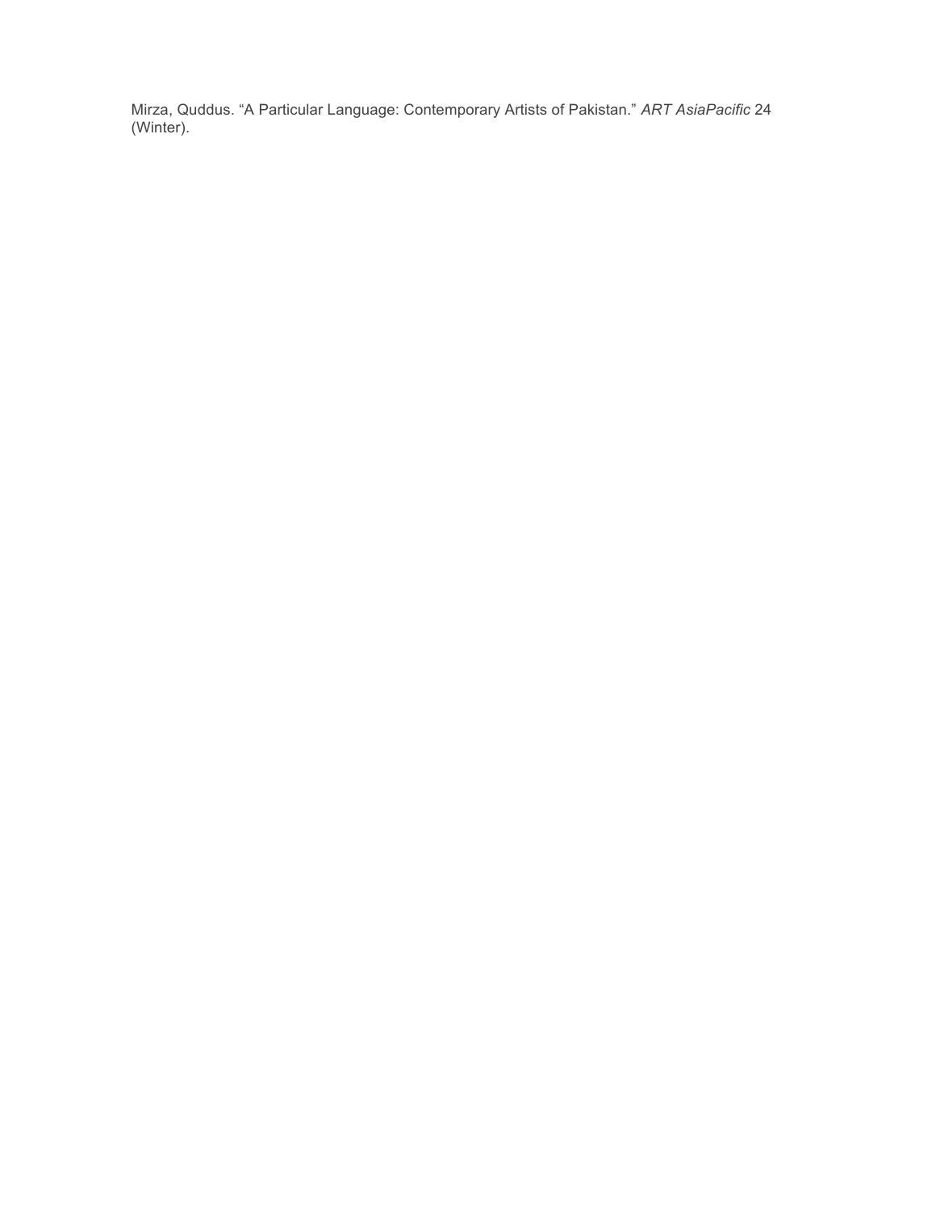Mirza, Quddus. “A Particular Language: Contemporary Artists of Pakistan.” *ART AsiaPacific* 24 (Winter).